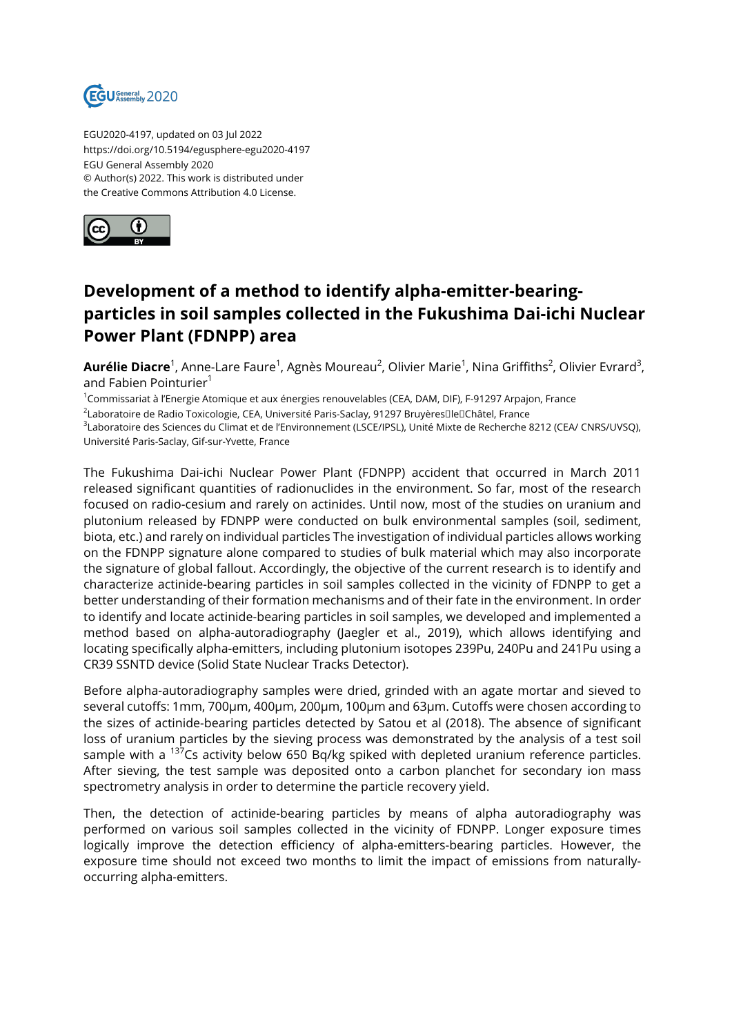EGU2020-4197, updated on 03 Jul 2022
https://doi.org/10.5194/egusphere-egu2020-4197
EGU General Assembly 2020
© Author(s) 2022. This work is distributed under
the Creative Commons Attribution 4.0 License.

# Development of a method to identify alpha-emitter-bearing-particles in soil samples collected in the Fukushima Dai-ichi Nuclear Power Plant (FDNPP) area

**Aurélie Diacre**[1], Anne-Lare Faure[1], Agnès Moureau[2], Olivier Marie[1], Nina Griffiths[2], Olivier Evrard[3], and Fabien Pointurier[1]

[1]Commissariat à l'Energie Atomique et aux énergies renouvelables (CEA, DAM, DIF), F-91297 Arpajon, France
[2]Laboratoire de Radio Toxicologie, CEA, Université Paris-Saclay, 91297 Bruyères‐le‐Châtel, France
[3]Laboratoire des Sciences du Climat et de l'Environnement (LSCE/IPSL), Unité Mixte de Recherche 8212 (CEA/ CNRS/UVSQ), Université Paris-Saclay, Gif-sur-Yvette, France

The Fukushima Dai-ichi Nuclear Power Plant (FDNPP) accident that occurred in March 2011 released significant quantities of radionuclides in the environment. So far, most of the research focused on radio-cesium and rarely on actinides. Until now, most of the studies on uranium and plutonium released by FDNPP were conducted on bulk environmental samples (soil, sediment, biota, etc.) and rarely on individual particles The investigation of individual particles allows working on the FDNPP signature alone compared to studies of bulk material which may also incorporate the signature of global fallout. Accordingly, the objective of the current research is to identify and characterize actinide-bearing particles in soil samples collected in the vicinity of FDNPP to get a better understanding of their formation mechanisms and of their fate in the environment. In order to identify and locate actinide-bearing particles in soil samples, we developed and implemented a method based on alpha-autoradiography (Jaegler et al., 2019), which allows identifying and locating specifically alpha-emitters, including plutonium isotopes 239Pu, 240Pu and 241Pu using a CR39 SSNTD device (Solid State Nuclear Tracks Detector).

Before alpha-autoradiography samples were dried, grinded with an agate mortar and sieved to several cutoffs: 1mm, 700µm, 400µm, 200µm, 100µm and 63µm. Cutoffs were chosen according to the sizes of actinide-bearing particles detected by Satou et al (2018). The absence of significant loss of uranium particles by the sieving process was demonstrated by the analysis of a test soil sample with a $^{137}$Cs activity below 650 Bq/kg spiked with depleted uranium reference particles. After sieving, the test sample was deposited onto a carbon planchet for secondary ion mass spectrometry analysis in order to determine the particle recovery yield.

Then, the detection of actinide-bearing particles by means of alpha autoradiography was performed on various soil samples collected in the vicinity of FDNPP. Longer exposure times logically improve the detection efficiency of alpha-emitters-bearing particles. However, the exposure time should not exceed two months to limit the impact of emissions from naturally-occurring alpha-emitters.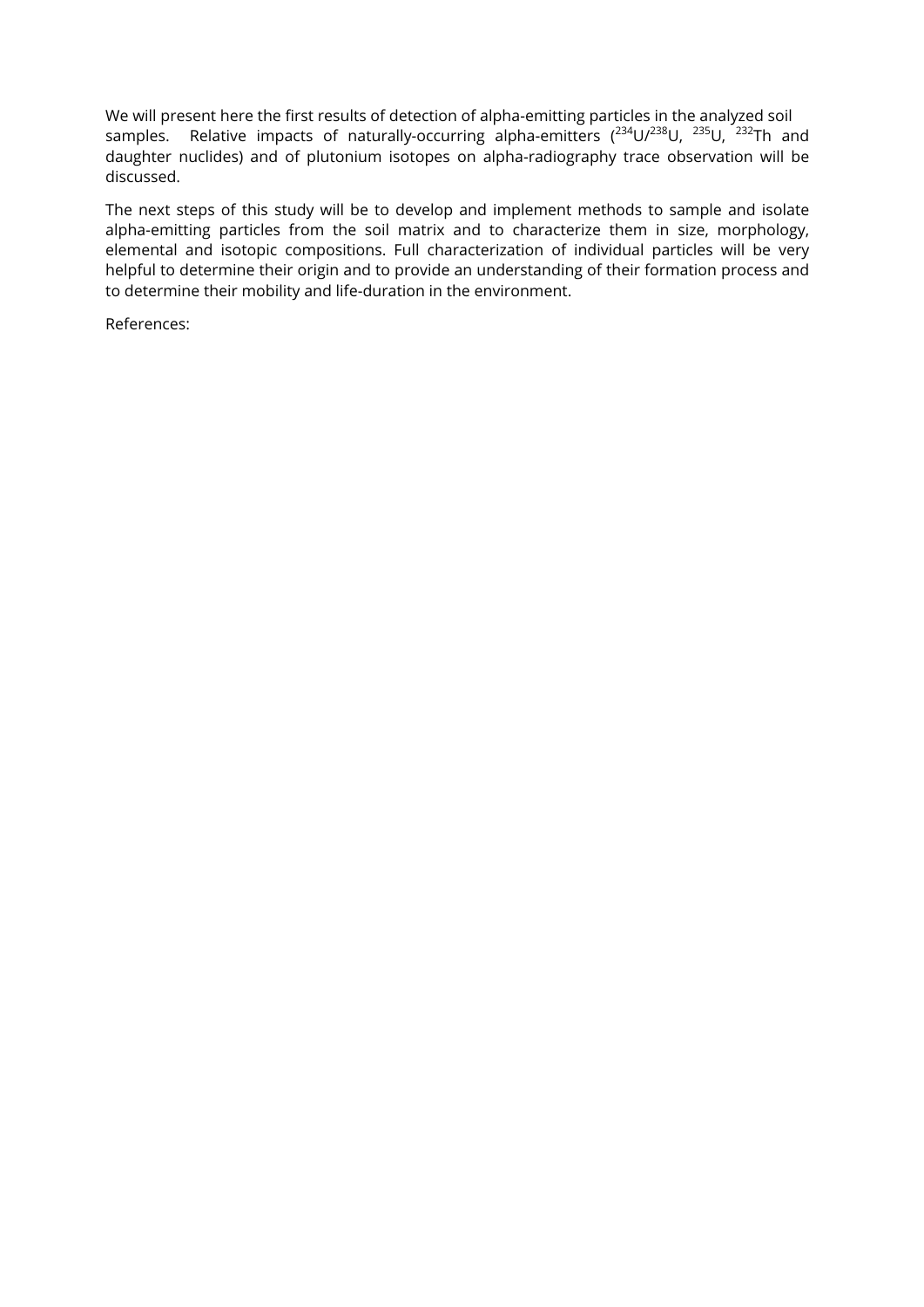We will present here the first results of detection of alpha-emitting particles in the analyzed soil samples. Relative impacts of naturally-occurring alpha-emitters ($^{234}U/^{238}U$, $^{235}U$, $^{232}Th$ and daughter nuclides) and of plutonium isotopes on alpha-radiography trace observation will be discussed.

The next steps of this study will be to develop and implement methods to sample and isolate alpha-emitting particles from the soil matrix and to characterize them in size, morphology, elemental and isotopic compositions. Full characterization of individual particles will be very helpful to determine their origin and to provide an understanding of their formation process and to determine their mobility and life-duration in the environment.

References: